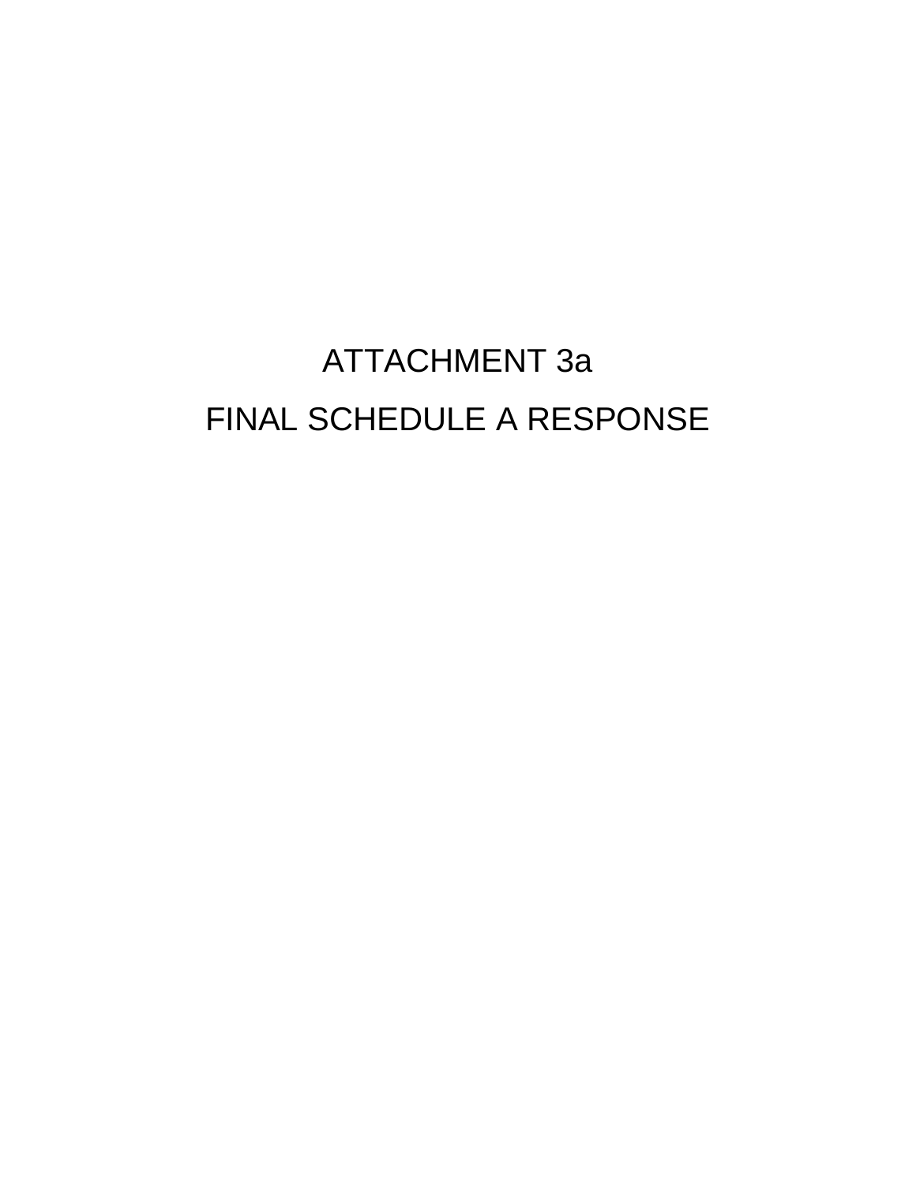# ATTACHMENT 3a

# FINAL SCHEDULE A RESPONSE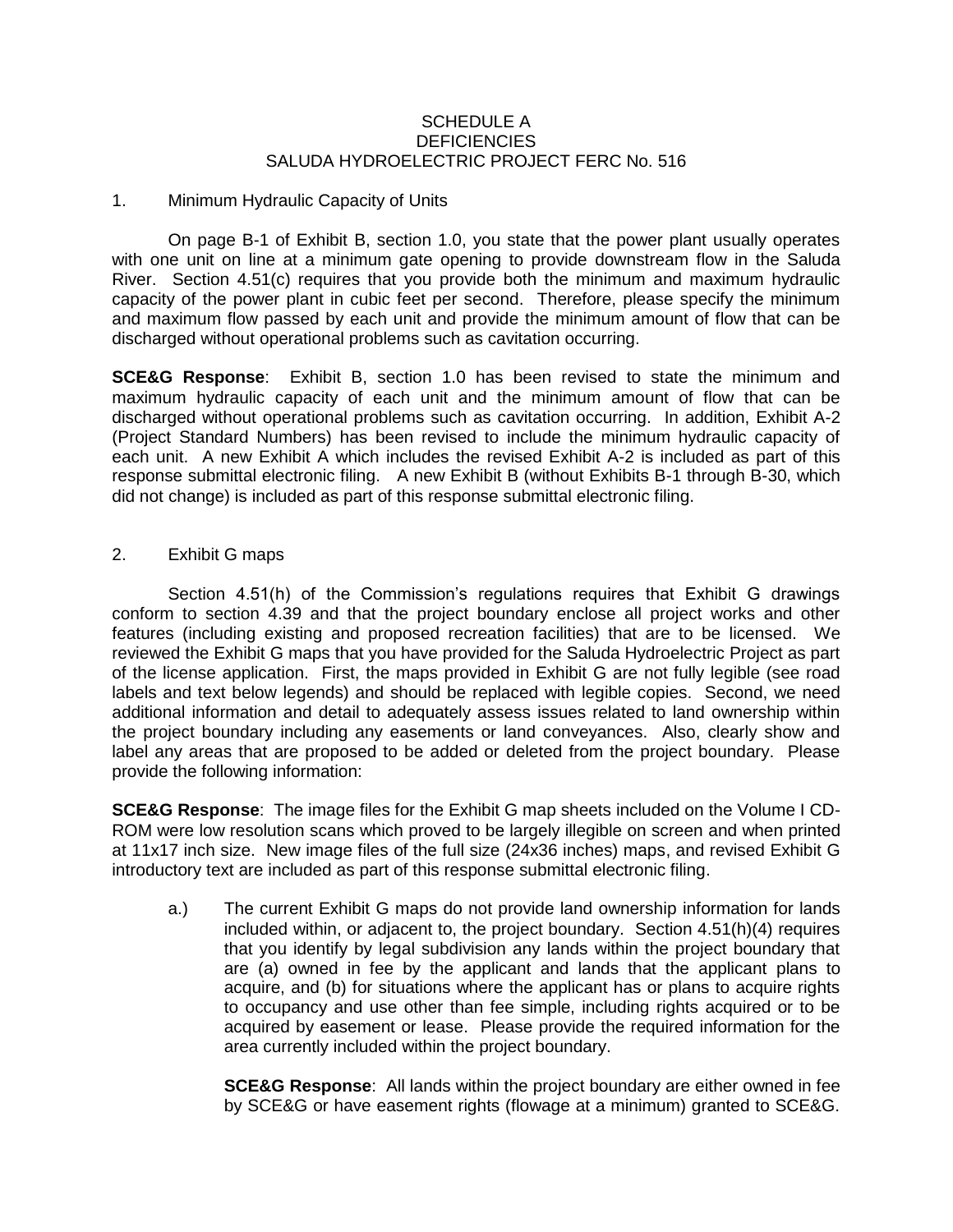SCHEDULE A
DEFICIENCIES
SALUDA HYDROELECTRIC PROJECT FERC No. 516

1. Minimum Hydraulic Capacity of Units

On page B-1 of Exhibit B, section 1.0, you state that the power plant usually operates with one unit on line at a minimum gate opening to provide downstream flow in the Saluda River. Section 4.51(c) requires that you provide both the minimum and maximum hydraulic capacity of the power plant in cubic feet per second. Therefore, please specify the minimum and maximum flow passed by each unit and provide the minimum amount of flow that can be discharged without operational problems such as cavitation occurring.

**SCE&G Response**: Exhibit B, section 1.0 has been revised to state the minimum and maximum hydraulic capacity of each unit and the minimum amount of flow that can be discharged without operational problems such as cavitation occurring. In addition, Exhibit A-2 (Project Standard Numbers) has been revised to include the minimum hydraulic capacity of each unit. A new Exhibit A which includes the revised Exhibit A-2 is included as part of this response submittal electronic filing. A new Exhibit B (without Exhibits B-1 through B-30, which did not change) is included as part of this response submittal electronic filing.

2. Exhibit G maps

Section 4.51(h) of the Commission's regulations requires that Exhibit G drawings conform to section 4.39 and that the project boundary enclose all project works and other features (including existing and proposed recreation facilities) that are to be licensed. We reviewed the Exhibit G maps that you have provided for the Saluda Hydroelectric Project as part of the license application. First, the maps provided in Exhibit G are not fully legible (see road labels and text below legends) and should be replaced with legible copies. Second, we need additional information and detail to adequately assess issues related to land ownership within the project boundary including any easements or land conveyances. Also, clearly show and label any areas that are proposed to be added or deleted from the project boundary. Please provide the following information:

**SCE&G Response**: The image files for the Exhibit G map sheets included on the Volume I CD-ROM were low resolution scans which proved to be largely illegible on screen and when printed at 11x17 inch size. New image files of the full size (24x36 inches) maps, and revised Exhibit G introductory text are included as part of this response submittal electronic filing.

a.) The current Exhibit G maps do not provide land ownership information for lands included within, or adjacent to, the project boundary. Section 4.51(h)(4) requires that you identify by legal subdivision any lands within the project boundary that are (a) owned in fee by the applicant and lands that the applicant plans to acquire, and (b) for situations where the applicant has or plans to acquire rights to occupancy and use other than fee simple, including rights acquired or to be acquired by easement or lease. Please provide the required information for the area currently included within the project boundary.

    **SCE&G Response**: All lands within the project boundary are either owned in fee by SCE&G or have easement rights (flowage at a minimum) granted to SCE&G.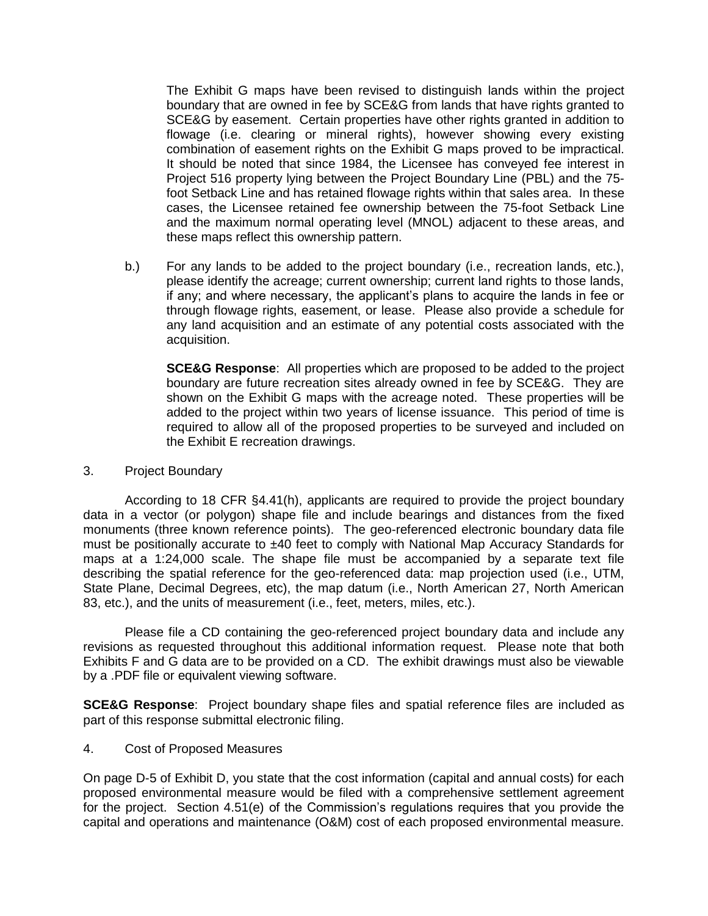The Exhibit G maps have been revised to distinguish lands within the project boundary that are owned in fee by SCE&G from lands that have rights granted to SCE&G by easement. Certain properties have other rights granted in addition to flowage (i.e. clearing or mineral rights), however showing every existing combination of easement rights on the Exhibit G maps proved to be impractical. It should be noted that since 1984, the Licensee has conveyed fee interest in Project 516 property lying between the Project Boundary Line (PBL) and the 75-foot Setback Line and has retained flowage rights within that sales area. In these cases, the Licensee retained fee ownership between the 75-foot Setback Line and the maximum normal operating level (MNOL) adjacent to these areas, and these maps reflect this ownership pattern.

b.) For any lands to be added to the project boundary (i.e., recreation lands, etc.), please identify the acreage; current ownership; current land rights to those lands, if any; and where necessary, the applicant's plans to acquire the lands in fee or through flowage rights, easement, or lease. Please also provide a schedule for any land acquisition and an estimate of any potential costs associated with the acquisition.

**SCE&G Response**: All properties which are proposed to be added to the project boundary are future recreation sites already owned in fee by SCE&G. They are shown on the Exhibit G maps with the acreage noted. These properties will be added to the project within two years of license issuance. This period of time is required to allow all of the proposed properties to be surveyed and included on the Exhibit E recreation drawings.

3. Project Boundary

According to 18 CFR §4.41(h), applicants are required to provide the project boundary data in a vector (or polygon) shape file and include bearings and distances from the fixed monuments (three known reference points). The geo-referenced electronic boundary data file must be positionally accurate to ±40 feet to comply with National Map Accuracy Standards for maps at a 1:24,000 scale. The shape file must be accompanied by a separate text file describing the spatial reference for the geo-referenced data: map projection used (i.e., UTM, State Plane, Decimal Degrees, etc), the map datum (i.e., North American 27, North American 83, etc.), and the units of measurement (i.e., feet, meters, miles, etc.).

Please file a CD containing the geo-referenced project boundary data and include any revisions as requested throughout this additional information request. Please note that both Exhibits F and G data are to be provided on a CD. The exhibit drawings must also be viewable by a .PDF file or equivalent viewing software.

**SCE&G Response**: Project boundary shape files and spatial reference files are included as part of this response submittal electronic filing.

4. Cost of Proposed Measures

On page D-5 of Exhibit D, you state that the cost information (capital and annual costs) for each proposed environmental measure would be filed with a comprehensive settlement agreement for the project. Section 4.51(e) of the Commission's regulations requires that you provide the capital and operations and maintenance (O&M) cost of each proposed environmental measure.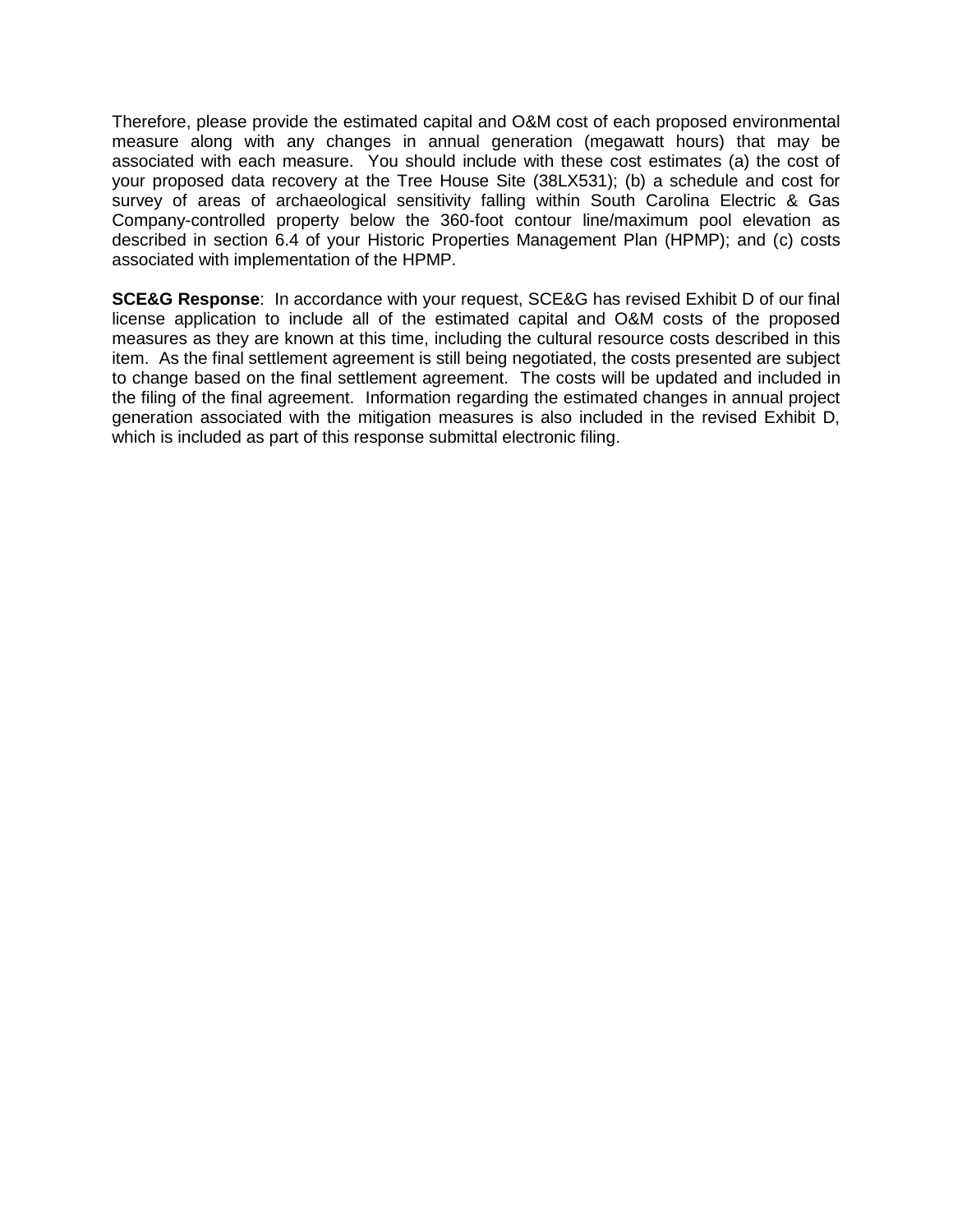Therefore, please provide the estimated capital and O&M cost of each proposed environmental measure along with any changes in annual generation (megawatt hours) that may be associated with each measure. You should include with these cost estimates (a) the cost of your proposed data recovery at the Tree House Site (38LX531); (b) a schedule and cost for survey of areas of archaeological sensitivity falling within South Carolina Electric & Gas Company-controlled property below the 360-foot contour line/maximum pool elevation as described in section 6.4 of your Historic Properties Management Plan (HPMP); and (c) costs associated with implementation of the HPMP.

**SCE&G Response**: In accordance with your request, SCE&G has revised Exhibit D of our final license application to include all of the estimated capital and O&M costs of the proposed measures as they are known at this time, including the cultural resource costs described in this item. As the final settlement agreement is still being negotiated, the costs presented are subject to change based on the final settlement agreement. The costs will be updated and included in the filing of the final agreement. Information regarding the estimated changes in annual project generation associated with the mitigation measures is also included in the revised Exhibit D, which is included as part of this response submittal electronic filing.